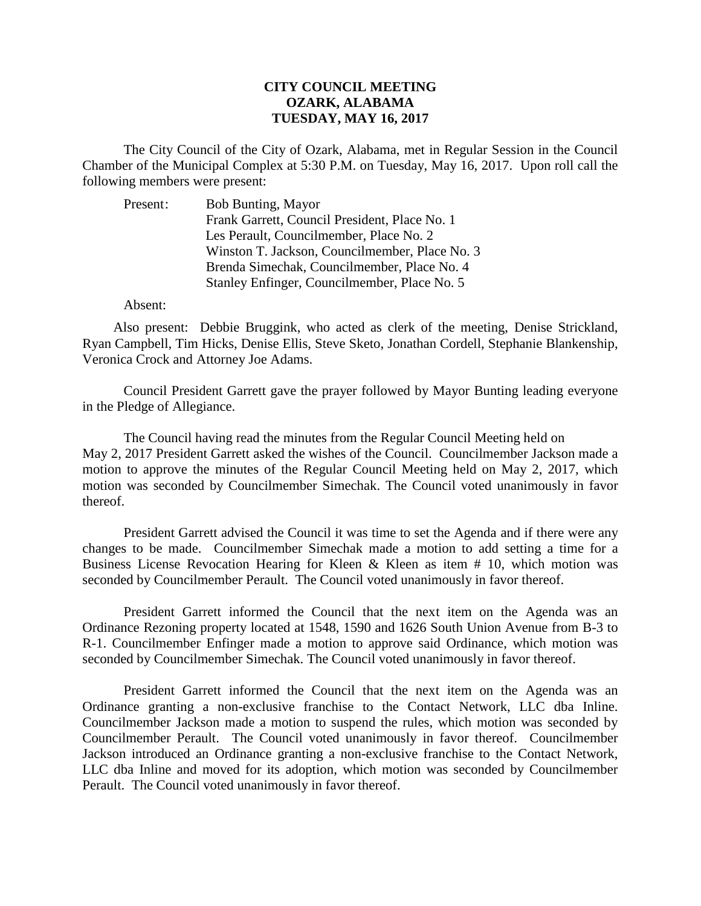# CITY COUNCIL MEETING
# OZARK, ALABAMA
# TUESDAY, MAY 16, 2017

The City Council of the City of Ozark, Alabama, met in Regular Session in the Council Chamber of the Municipal Complex at 5:30 P.M. on Tuesday, May 16, 2017. Upon roll call the following members were present:

Present: Bob Bunting, Mayor
Frank Garrett, Council President, Place No. 1
Les Perault, Councilmember, Place No. 2
Winston T. Jackson, Councilmember, Place No. 3
Brenda Simechak, Councilmember, Place No. 4
Stanley Enfinger, Councilmember, Place No. 5

Absent:

Also present: Debbie Bruggink, who acted as clerk of the meeting, Denise Strickland, Ryan Campbell, Tim Hicks, Denise Ellis, Steve Sketo, Jonathan Cordell, Stephanie Blankenship, Veronica Crock and Attorney Joe Adams.

Council President Garrett gave the prayer followed by Mayor Bunting leading everyone in the Pledge of Allegiance.

The Council having read the minutes from the Regular Council Meeting held on May 2, 2017 President Garrett asked the wishes of the Council. Councilmember Jackson made a motion to approve the minutes of the Regular Council Meeting held on May 2, 2017, which motion was seconded by Councilmember Simechak. The Council voted unanimously in favor thereof.

President Garrett advised the Council it was time to set the Agenda and if there were any changes to be made. Councilmember Simechak made a motion to add setting a time for a Business License Revocation Hearing for Kleen & Kleen as item # 10, which motion was seconded by Councilmember Perault. The Council voted unanimously in favor thereof.

President Garrett informed the Council that the next item on the Agenda was an Ordinance Rezoning property located at 1548, 1590 and 1626 South Union Avenue from B-3 to R-1. Councilmember Enfinger made a motion to approve said Ordinance, which motion was seconded by Councilmember Simechak. The Council voted unanimously in favor thereof.

President Garrett informed the Council that the next item on the Agenda was an Ordinance granting a non-exclusive franchise to the Contact Network, LLC dba Inline. Councilmember Jackson made a motion to suspend the rules, which motion was seconded by Councilmember Perault. The Council voted unanimously in favor thereof. Councilmember Jackson introduced an Ordinance granting a non-exclusive franchise to the Contact Network, LLC dba Inline and moved for its adoption, which motion was seconded by Councilmember Perault. The Council voted unanimously in favor thereof.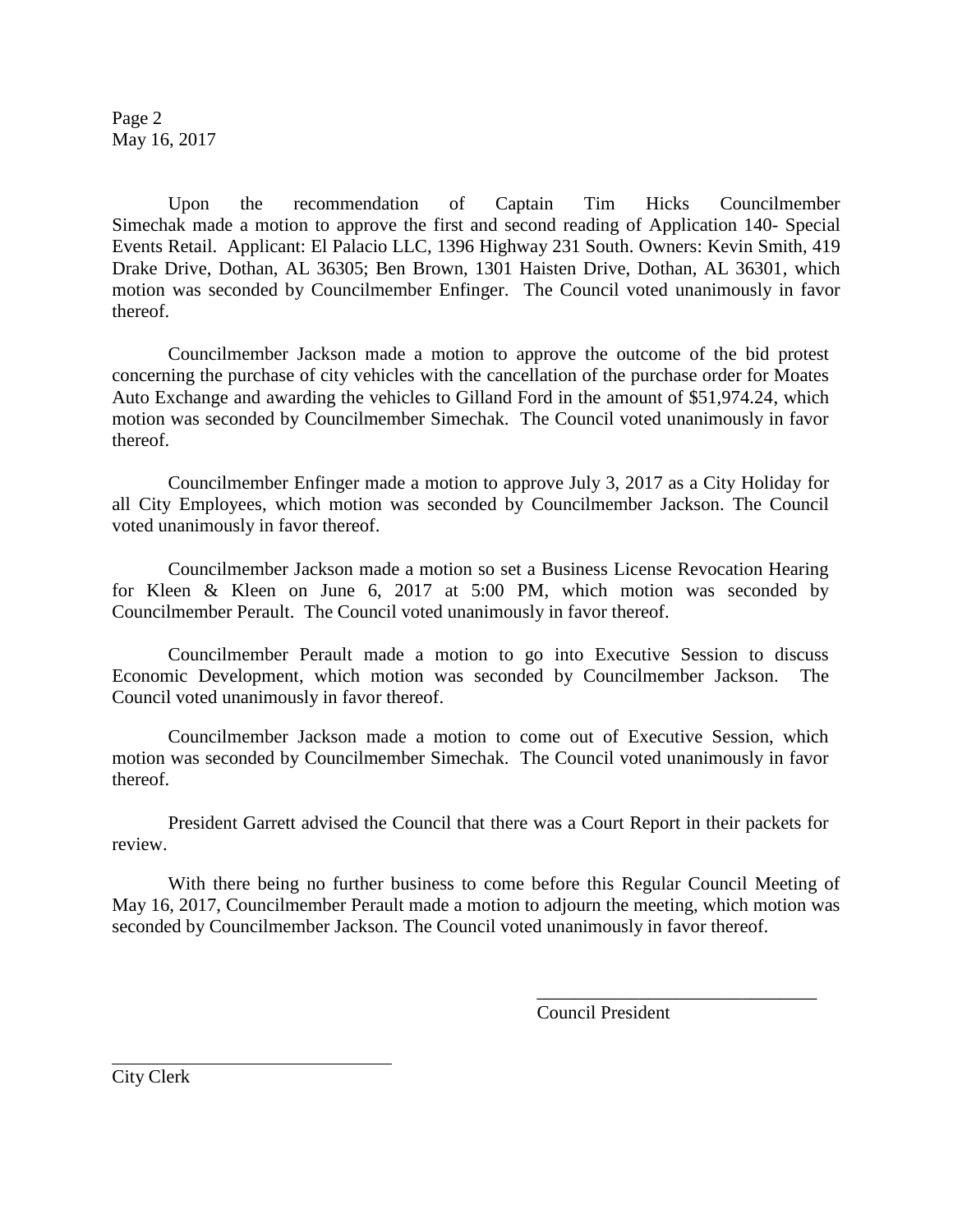Upon the recommendation of Captain Tim Hicks Councilmember Simechak made a motion to approve the first and second reading of Application 140- Special Events Retail. Applicant: El Palacio LLC, 1396 Highway 231 South. Owners: Kevin Smith, 419 Drake Drive, Dothan, AL 36305; Ben Brown, 1301 Haisten Drive, Dothan, AL 36301, which motion was seconded by Councilmember Enfinger. The Council voted unanimously in favor thereof.

Councilmember Jackson made a motion to approve the outcome of the bid protest concerning the purchase of city vehicles with the cancellation of the purchase order for Moates Auto Exchange and awarding the vehicles to Gilland Ford in the amount of $51,974.24, which motion was seconded by Councilmember Simechak. The Council voted unanimously in favor thereof.

Councilmember Enfinger made a motion to approve July 3, 2017 as a City Holiday for all City Employees, which motion was seconded by Councilmember Jackson. The Council voted unanimously in favor thereof.

Councilmember Jackson made a motion so set a Business License Revocation Hearing for Kleen & Kleen on June 6, 2017 at 5:00 PM, which motion was seconded by Councilmember Perault. The Council voted unanimously in favor thereof.

Councilmember Perault made a motion to go into Executive Session to discuss Economic Development, which motion was seconded by Councilmember Jackson. The Council voted unanimously in favor thereof.

Councilmember Jackson made a motion to come out of Executive Session, which motion was seconded by Councilmember Simechak. The Council voted unanimously in favor thereof.

President Garrett advised the Council that there was a Court Report in their packets for review.

With there being no further business to come before this Regular Council Meeting of May 16, 2017, Councilmember Perault made a motion to adjourn the meeting, which motion was seconded by Councilmember Jackson. The Council voted unanimously in favor thereof.

______________________________
Council President

______________________________
City Clerk